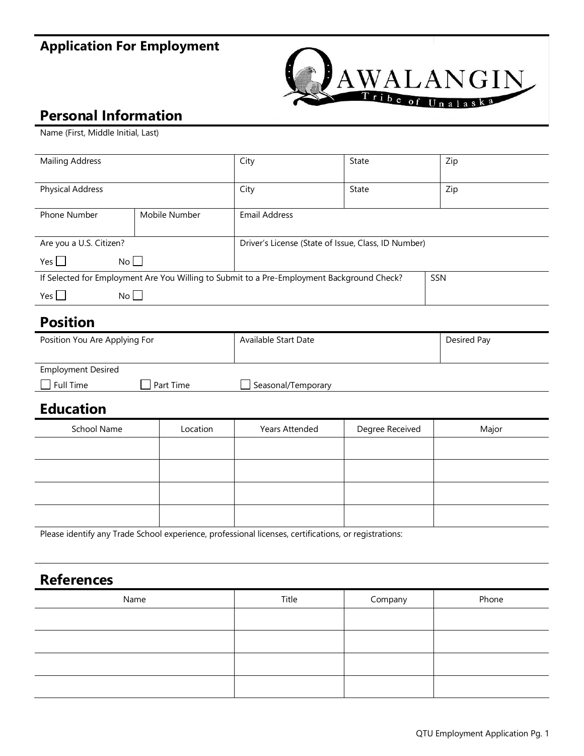# Application For Employment

QAWALANGIN Tribe of Unalaska

## Personal Information

Name (First, Middle Initial, Last)

| Mailing Address | City | State | Zip |
|---|---|---|---|
| Physical Address | City | State | Zip |

| Phone Number | Mobile Number | Email Address |
|---|---|---|
| | | |

| Are you a U.S. Citizen? Yes ☐ No ☐ | Driver's License (State of Issue, Class, ID Number) |
|---|---|
| If Selected for Employment Are You Willing to Submit to a Pre-Employment Background Check? Yes ☐ No ☐ | SSN |

## Position

| Position You Are Applying For | Available Start Date | Desired Pay |
|---|---|---|
| | | |

Employment Desired

☐ Full Time ☐ Part Time ☐ Seasonal/Temporary

## Education

| School Name | Location | Years Attended | Degree Received | Major |
|---|---|---|---|---|
| | | | | |
| | | | | |
| | | | | |
| | | | | |

Please identify any Trade School experience, professional licenses, certifications, or registrations:

## References

| Name | Title | Company | Phone |
|---|---|---|---|
| | | | |
| | | | |
| | | | |
| | | | |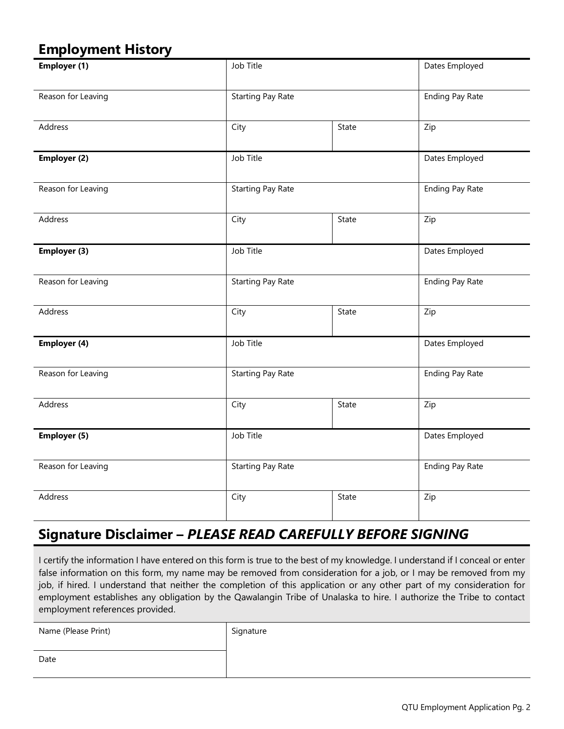## Employment History

| | | | |
|---|---|---|---|
| **Employer (1)** | Job Title | | Dates Employed |
| Reason for Leaving | Starting Pay Rate | | Ending Pay Rate |
| Address | City | State | Zip |
| **Employer (2)** | Job Title | | Dates Employed |
| Reason for Leaving | Starting Pay Rate | | Ending Pay Rate |
| Address | City | State | Zip |
| **Employer (3)** | Job Title | | Dates Employed |
| Reason for Leaving | Starting Pay Rate | | Ending Pay Rate |
| Address | City | State | Zip |
| **Employer (4)** | Job Title | | Dates Employed |
| Reason for Leaving | Starting Pay Rate | | Ending Pay Rate |
| Address | City | State | Zip |
| **Employer (5)** | Job Title | | Dates Employed |
| Reason for Leaving | Starting Pay Rate | | Ending Pay Rate |
| Address | City | State | Zip |

## Signature Disclaimer – *PLEASE READ CAREFULLY BEFORE SIGNING*

I certify the information I have entered on this form is true to the best of my knowledge. I understand if I conceal or enter false information on this form, my name may be removed from consideration for a job, or I may be removed from my job, if hired. I understand that neither the completion of this application or any other part of my consideration for employment establishes any obligation by the Qawalangin Tribe of Unalaska to hire. I authorize the Tribe to contact employment references provided.

| | |
|---|---|
| Name (Please Print) | Signature |
| Date | |